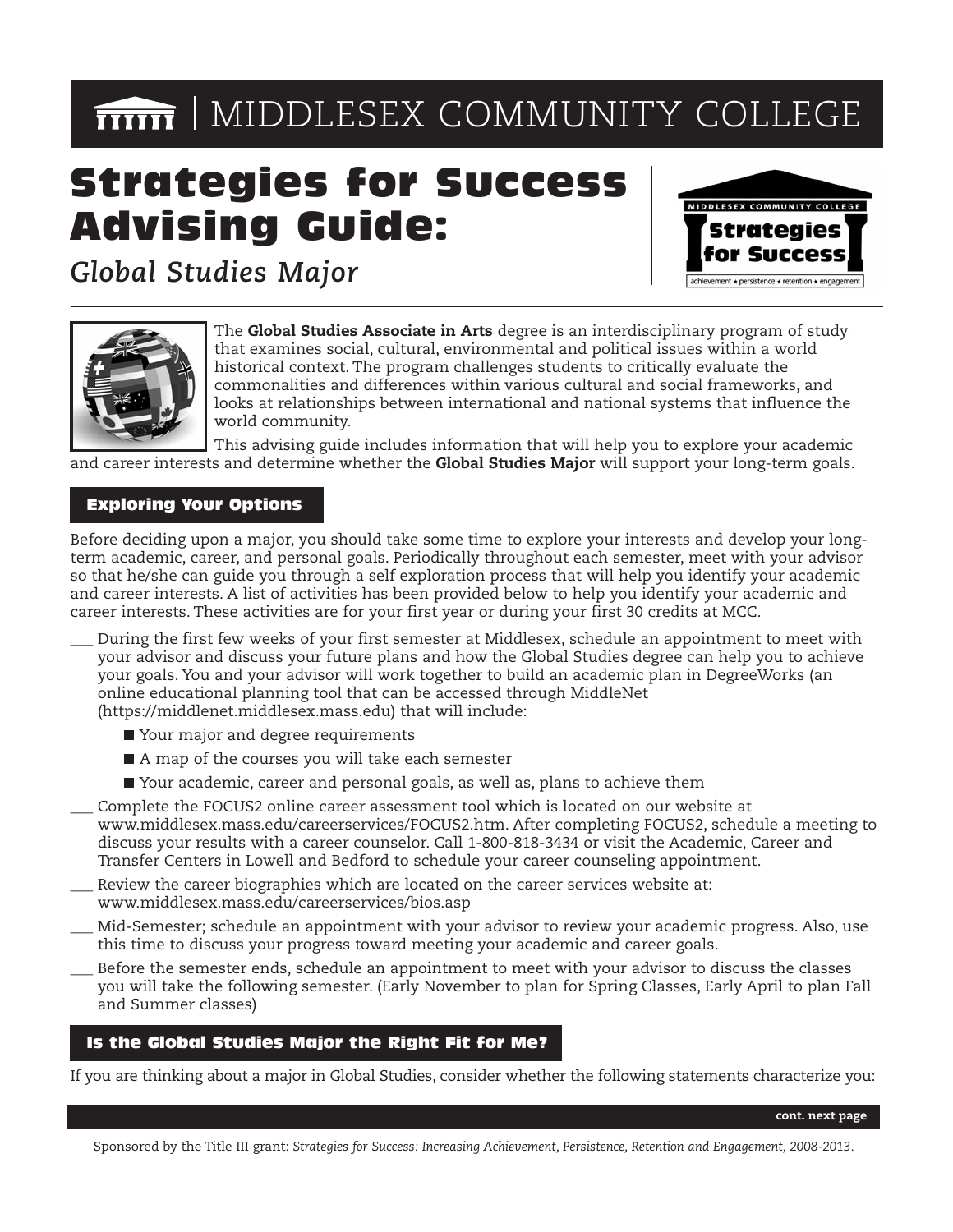# MIDDLESEX COMMUNITY COLLEGE

# Strategies for Success Advising Guide:

*Global Studies Major*

The **Global Studies Associate in Arts** degree is an interdisciplinary program of study that examines social, cultural, environmental and political issues within a world historical context. The program challenges students to critically evaluate the commonalities and differences within various cultural and social frameworks, and looks at relationships between international and national systems that influence the world community.

This advising guide includes information that will help you to explore your academic and career interests and determine whether the **Global Studies Major** will support your long-term goals.

## Exploring Your Options

Before deciding upon a major, you should take some time to explore your interests and develop your long-term academic, career, and personal goals. Periodically throughout each semester, meet with your advisor so that he/she can guide you through a self exploration process that will help you identify your academic and career interests. A list of activities has been provided below to help you identify your academic and career interests. These activities are for your first year or during your first 30 credits at MCC.

___ During the first few weeks of your first semester at Middlesex, schedule an appointment to meet with your advisor and discuss your future plans and how the Global Studies degree can help you to achieve your goals. You and your advisor will work together to build an academic plan in DegreeWorks (an online educational planning tool that can be accessed through MiddleNet (https://middlenet.middlesex.mass.edu) that will include:

- Your major and degree requirements
- A map of the courses you will take each semester
- Your academic, career and personal goals, as well as, plans to achieve them

___ Complete the FOCUS2 online career assessment tool which is located on our website at www.middlesex.mass.edu/careerservices/FOCUS2.htm. After completing FOCUS2, schedule a meeting to discuss your results with a career counselor. Call 1-800-818-3434 or visit the Academic, Career and Transfer Centers in Lowell and Bedford to schedule your career counseling appointment.

___ Review the career biographies which are located on the career services website at: www.middlesex.mass.edu/careerservices/bios.asp

___ Mid-Semester; schedule an appointment with your advisor to review your academic progress. Also, use this time to discuss your progress toward meeting your academic and career goals.

___ Before the semester ends, schedule an appointment to meet with your advisor to discuss the classes you will take the following semester. (Early November to plan for Spring Classes, Early April to plan Fall and Summer classes)

## Is the Global Studies Major the Right Fit for Me?

If you are thinking about a major in Global Studies, consider whether the following statements characterize you:

**cont. next page**

Sponsored by the Title III grant: *Strategies for Success: Increasing Achievement, Persistence, Retention and Engagement, 2008-2013.*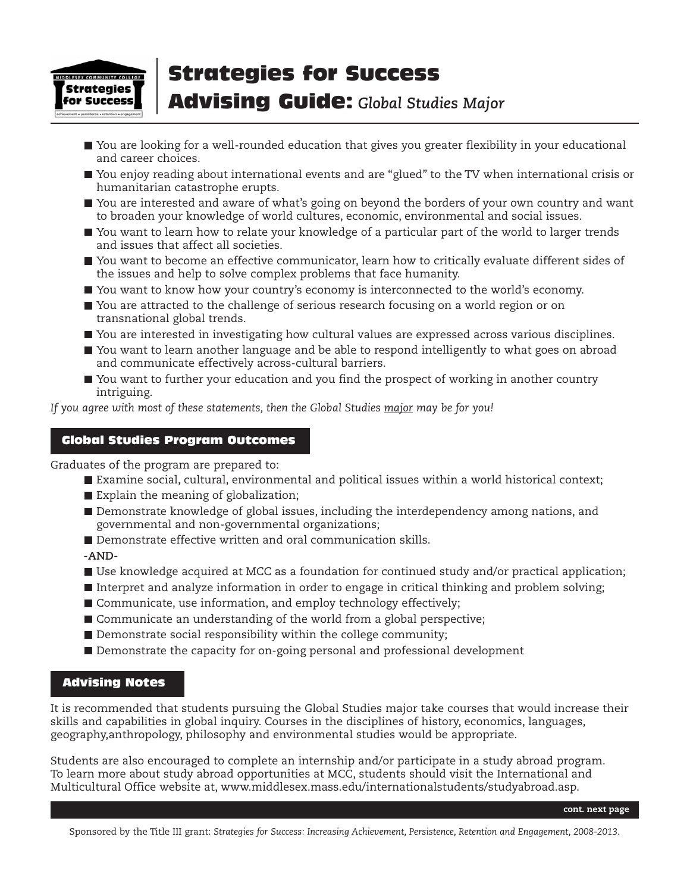# Strategies for Success Advising Guide: *Global Studies Major*

- You are looking for a well-rounded education that gives you greater flexibility in your educational and career choices.
- You enjoy reading about international events and are "glued" to the TV when international crisis or humanitarian catastrophe erupts.
- You are interested and aware of what's going on beyond the borders of your own country and want to broaden your knowledge of world cultures, economic, environmental and social issues.
- You want to learn how to relate your knowledge of a particular part of the world to larger trends and issues that affect all societies.
- You want to become an effective communicator, learn how to critically evaluate different sides of the issues and help to solve complex problems that face humanity.
- You want to know how your country's economy is interconnected to the world's economy.
- You are attracted to the challenge of serious research focusing on a world region or on transnational global trends.
- You are interested in investigating how cultural values are expressed across various disciplines.
- You want to learn another language and be able to respond intelligently to what goes on abroad and communicate effectively across-cultural barriers.
- You want to further your education and you find the prospect of working in another country intriguing.

*If you agree with most of these statements, then the Global Studies major may be for you!*

## Global Studies Program Outcomes

Graduates of the program are prepared to:

- Examine social, cultural, environmental and political issues within a world historical context;
- Explain the meaning of globalization;
- Demonstrate knowledge of global issues, including the interdependency among nations, and governmental and non-governmental organizations;
- Demonstrate effective written and oral communication skills.

**-AND-**

- Use knowledge acquired at MCC as a foundation for continued study and/or practical application;
- Interpret and analyze information in order to engage in critical thinking and problem solving;
- Communicate, use information, and employ technology effectively;
- Communicate an understanding of the world from a global perspective;
- Demonstrate social responsibility within the college community;
- Demonstrate the capacity for on-going personal and professional development

## Advising Notes

It is recommended that students pursuing the Global Studies major take courses that would increase their skills and capabilities in global inquiry. Courses in the disciplines of history, economics, languages, geography,anthropology, philosophy and environmental studies would be appropriate.

Students are also encouraged to complete an internship and/or participate in a study abroad program. To learn more about study abroad opportunities at MCC, students should visit the International and Multicultural Office website at, www.middlesex.mass.edu/internationalstudents/studyabroad.asp.

**cont. next page**

Sponsored by the Title III grant: *Strategies for Success: Increasing Achievement, Persistence, Retention and Engagement, 2008-2013.*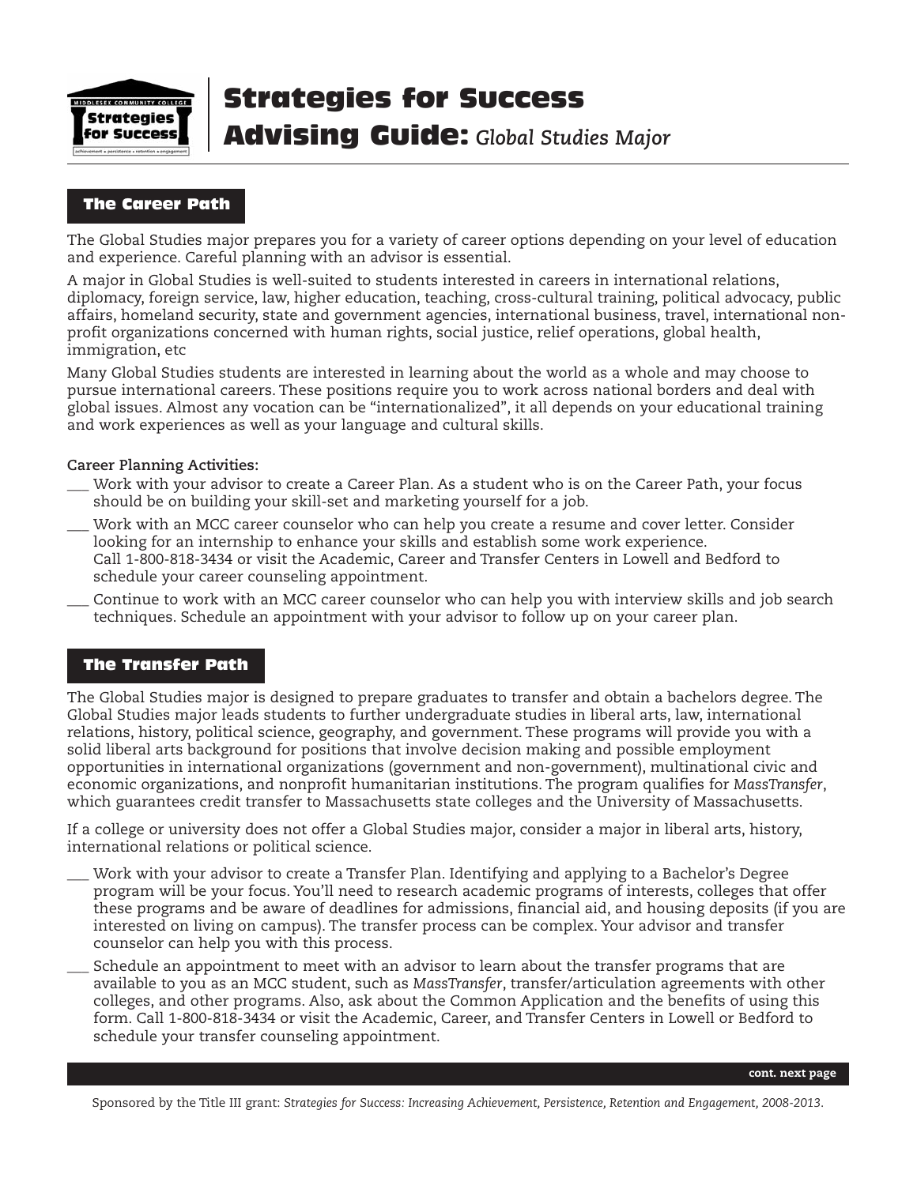# Strategies for Success Advising Guide: *Global Studies Major*

## The Career Path

The Global Studies major prepares you for a variety of career options depending on your level of education and experience. Careful planning with an advisor is essential.

A major in Global Studies is well-suited to students interested in careers in international relations, diplomacy, foreign service, law, higher education, teaching, cross-cultural training, political advocacy, public affairs, homeland security, state and government agencies, international business, travel, international non-profit organizations concerned with human rights, social justice, relief operations, global health, immigration, etc

Many Global Studies students are interested in learning about the world as a whole and may choose to pursue international careers. These positions require you to work across national borders and deal with global issues. Almost any vocation can be "internationalized", it all depends on your educational training and work experiences as well as your language and cultural skills.

**Career Planning Activities:**

- ___ Work with your advisor to create a Career Plan. As a student who is on the Career Path, your focus should be on building your skill-set and marketing yourself for a job.
- ___ Work with an MCC career counselor who can help you create a resume and cover letter. Consider looking for an internship to enhance your skills and establish some work experience. Call 1-800-818-3434 or visit the Academic, Career and Transfer Centers in Lowell and Bedford to schedule your career counseling appointment.
- ___ Continue to work with an MCC career counselor who can help you with interview skills and job search techniques. Schedule an appointment with your advisor to follow up on your career plan.

## The Transfer Path

The Global Studies major is designed to prepare graduates to transfer and obtain a bachelors degree. The Global Studies major leads students to further undergraduate studies in liberal arts, law, international relations, history, political science, geography, and government. These programs will provide you with a solid liberal arts background for positions that involve decision making and possible employment opportunities in international organizations (government and non-government), multinational civic and economic organizations, and nonprofit humanitarian institutions. The program qualifies for *MassTransfer*, which guarantees credit transfer to Massachusetts state colleges and the University of Massachusetts.

If a college or university does not offer a Global Studies major, consider a major in liberal arts, history, international relations or political science.

- ___ Work with your advisor to create a Transfer Plan. Identifying and applying to a Bachelor's Degree program will be your focus. You'll need to research academic programs of interests, colleges that offer these programs and be aware of deadlines for admissions, financial aid, and housing deposits (if you are interested on living on campus). The transfer process can be complex. Your advisor and transfer counselor can help you with this process.
- ___ Schedule an appointment to meet with an advisor to learn about the transfer programs that are available to you as an MCC student, such as *MassTransfer*, transfer/articulation agreements with other colleges, and other programs. Also, ask about the Common Application and the benefits of using this form. Call 1-800-818-3434 or visit the Academic, Career, and Transfer Centers in Lowell or Bedford to schedule your transfer counseling appointment.

**cont. next page**

Sponsored by the Title III grant: *Strategies for Success: Increasing Achievement, Persistence, Retention and Engagement, 2008-2013.*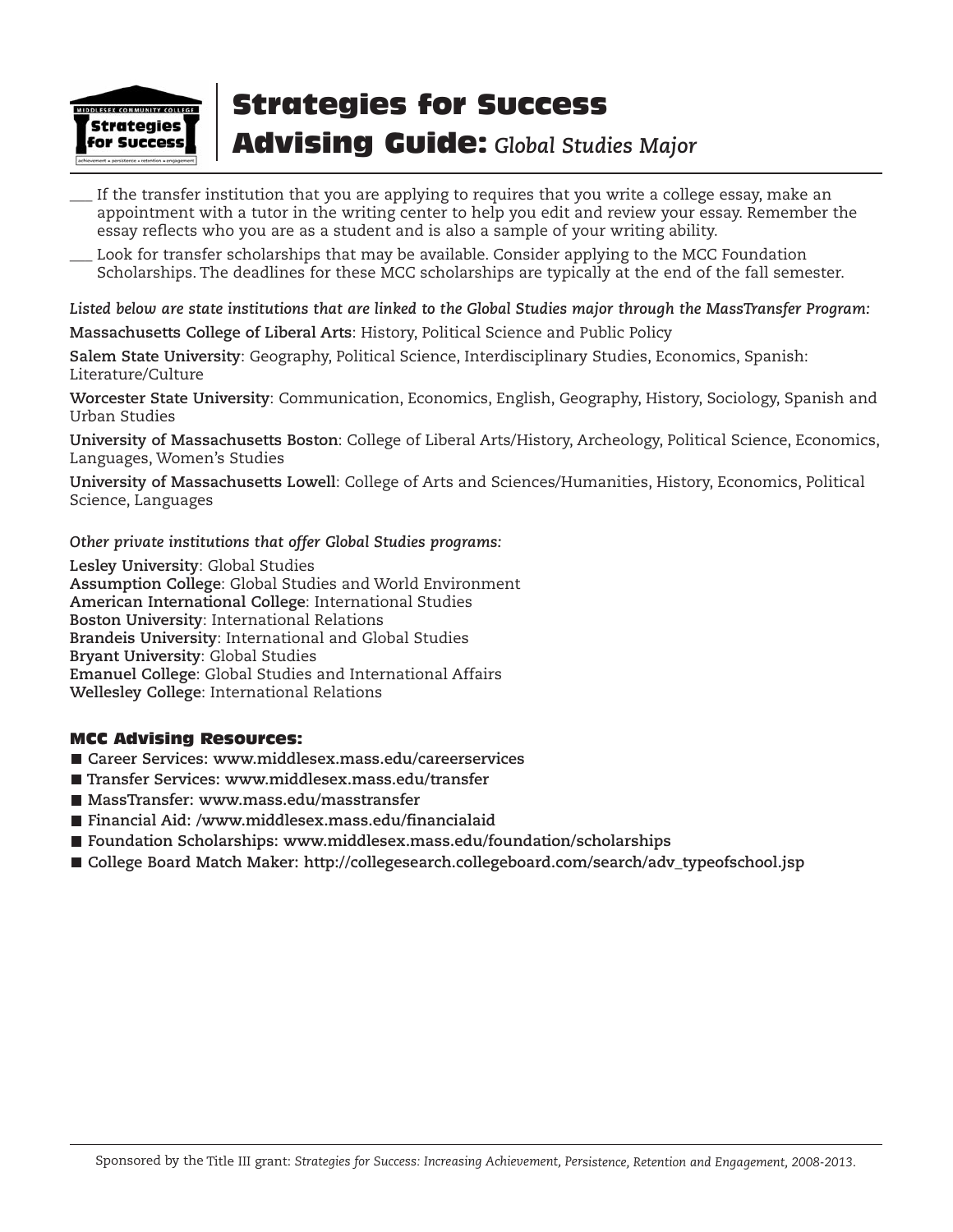___ If the transfer institution that you are applying to requires that you write a college essay, make an appointment with a tutor in the writing center to help you edit and review your essay. Remember the essay reflects who you are as a student and is also a sample of your writing ability.

___ Look for transfer scholarships that may be available. Consider applying to the MCC Foundation Scholarships. The deadlines for these MCC scholarships are typically at the end of the fall semester.

*Listed below are state institutions that are linked to the Global Studies major through the MassTransfer Program:*

**Massachusetts College of Liberal Arts**: History, Political Science and Public Policy

**Salem State University**: Geography, Political Science, Interdisciplinary Studies, Economics, Spanish: Literature/Culture

**Worcester State University**: Communication, Economics, English, Geography, History, Sociology, Spanish and Urban Studies

**University of Massachusetts Boston**: College of Liberal Arts/History, Archeology, Political Science, Economics, Languages, Women's Studies

**University of Massachusetts Lowell**: College of Arts and Sciences/Humanities, History, Economics, Political Science, Languages

*Other private institutions that offer Global Studies programs:*

**Lesley University**: Global Studies
**Assumption College**: Global Studies and World Environment
**American International College**: International Studies
**Boston University**: International Relations
**Brandeis University**: International and Global Studies
**Bryant University**: Global Studies
**Emanuel College**: Global Studies and International Affairs
**Wellesley College**: International Relations

### MCC Advising Resources:

- **Career Services: www.middlesex.mass.edu/careerservices**
- **Transfer Services: www.middlesex.mass.edu/transfer**
- **MassTransfer: www.mass.edu/masstransfer**
- **Financial Aid: /www.middlesex.mass.edu/financialaid**
- **Foundation Scholarships: www.middlesex.mass.edu/foundation/scholarships**
- **College Board Match Maker: http://collegesearch.collegeboard.com/search/adv_typeofschool.jsp**